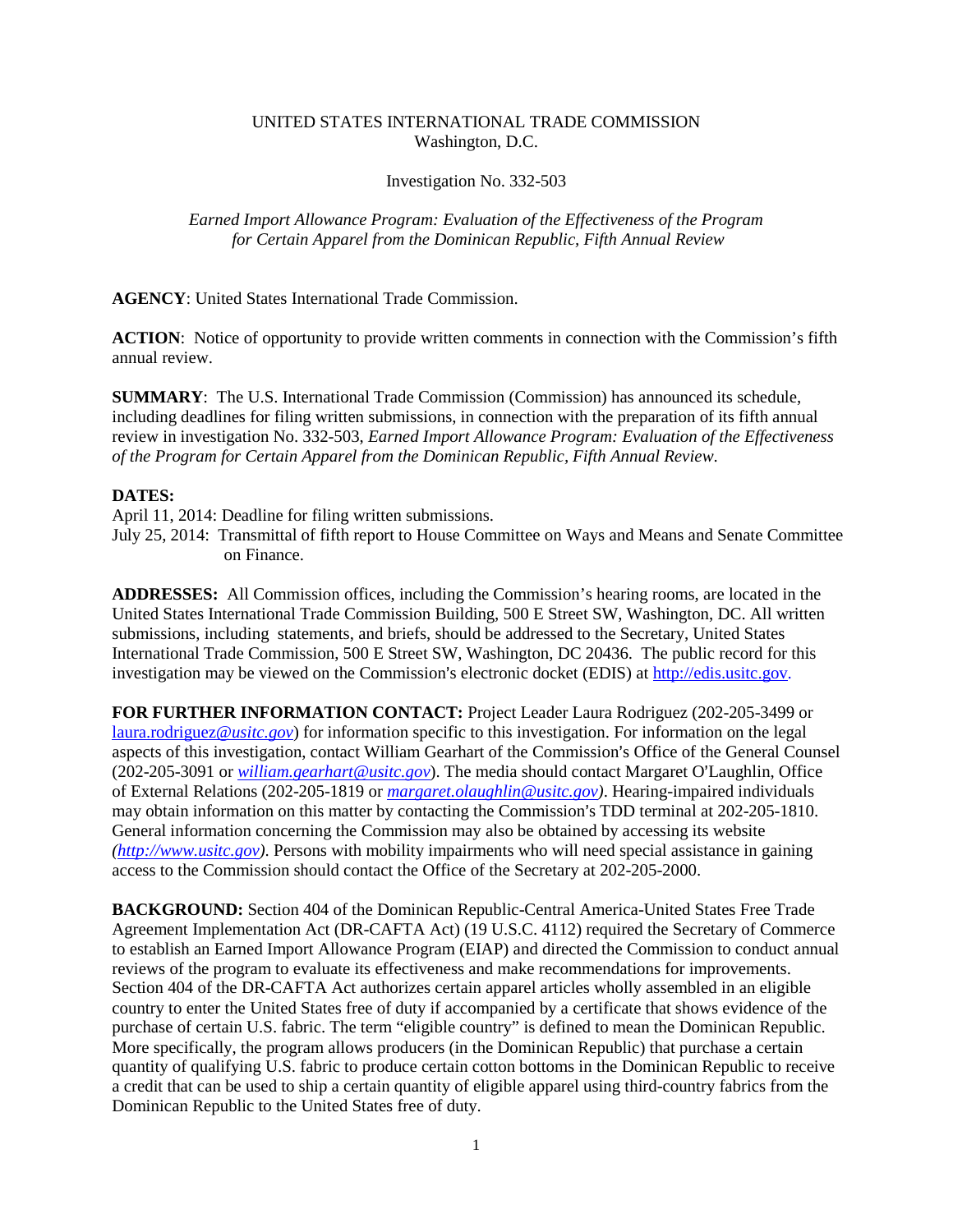UNITED STATES INTERNATIONAL TRADE COMMISSION
Washington, D.C.

Investigation No. 332-503

*Earned Import Allowance Program: Evaluation of the Effectiveness of the Program for Certain Apparel from the Dominican Republic, Fifth Annual Review*

**AGENCY**: United States International Trade Commission.

**ACTION**: Notice of opportunity to provide written comments in connection with the Commission's fifth annual review.

**SUMMARY**: The U.S. International Trade Commission (Commission) has announced its schedule, including deadlines for filing written submissions, in connection with the preparation of its fifth annual review in investigation No. 332-503, *Earned Import Allowance Program: Evaluation of the Effectiveness of the Program for Certain Apparel from the Dominican Republic, Fifth Annual Review*.

**DATES:**

April 11, 2014: Deadline for filing written submissions.

July 25, 2014: Transmittal of fifth report to House Committee on Ways and Means and Senate Committee on Finance.

**ADDRESSES:** All Commission offices, including the Commission's hearing rooms, are located in the United States International Trade Commission Building, 500 E Street SW, Washington, DC. All written submissions, including statements, and briefs, should be addressed to the Secretary, United States International Trade Commission, 500 E Street SW, Washington, DC 20436. The public record for this investigation may be viewed on the Commission's electronic docket (EDIS) at http://edis.usitc.gov.

**FOR FURTHER INFORMATION CONTACT:** Project Leader Laura Rodriguez (202-205-3499 or laura.rodriguez@usitc.gov) for information specific to this investigation. For information on the legal aspects of this investigation, contact William Gearhart of the Commission's Office of the General Counsel (202-205-3091 or *william.gearhart@usitc.gov*). The media should contact Margaret O'Laughlin, Office of External Relations (202-205-1819 or *margaret.olaughlin@usitc.gov)*. Hearing-impaired individuals may obtain information on this matter by contacting the Commission's TDD terminal at 202-205-1810. General information concerning the Commission may also be obtained by accessing its website *(http://www.usitc.gov)*. Persons with mobility impairments who will need special assistance in gaining access to the Commission should contact the Office of the Secretary at 202-205-2000.

**BACKGROUND:** Section 404 of the Dominican Republic-Central America-United States Free Trade Agreement Implementation Act (DR-CAFTA Act) (19 U.S.C. 4112) required the Secretary of Commerce to establish an Earned Import Allowance Program (EIAP) and directed the Commission to conduct annual reviews of the program to evaluate its effectiveness and make recommendations for improvements. Section 404 of the DR-CAFTA Act authorizes certain apparel articles wholly assembled in an eligible country to enter the United States free of duty if accompanied by a certificate that shows evidence of the purchase of certain U.S. fabric. The term "eligible country" is defined to mean the Dominican Republic. More specifically, the program allows producers (in the Dominican Republic) that purchase a certain quantity of qualifying U.S. fabric to produce certain cotton bottoms in the Dominican Republic to receive a credit that can be used to ship a certain quantity of eligible apparel using third-country fabrics from the Dominican Republic to the United States free of duty.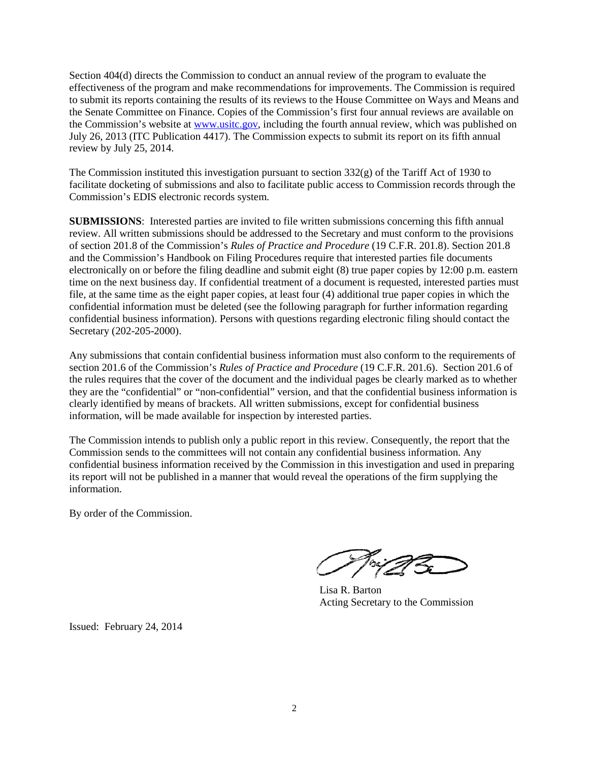Section 404(d) directs the Commission to conduct an annual review of the program to evaluate the effectiveness of the program and make recommendations for improvements. The Commission is required to submit its reports containing the results of its reviews to the House Committee on Ways and Means and the Senate Committee on Finance. Copies of the Commission's first four annual reviews are available on the Commission's website at www.usitc.gov, including the fourth annual review, which was published on July 26, 2013 (ITC Publication 4417). The Commission expects to submit its report on its fifth annual review by July 25, 2014.

The Commission instituted this investigation pursuant to section 332(g) of the Tariff Act of 1930 to facilitate docketing of submissions and also to facilitate public access to Commission records through the Commission's EDIS electronic records system.

**SUBMISSIONS**: Interested parties are invited to file written submissions concerning this fifth annual review. All written submissions should be addressed to the Secretary and must conform to the provisions of section 201.8 of the Commission's *Rules of Practice and Procedure* (19 C.F.R. 201.8). Section 201.8 and the Commission's Handbook on Filing Procedures require that interested parties file documents electronically on or before the filing deadline and submit eight (8) true paper copies by 12:00 p.m. eastern time on the next business day. If confidential treatment of a document is requested, interested parties must file, at the same time as the eight paper copies, at least four (4) additional true paper copies in which the confidential information must be deleted (see the following paragraph for further information regarding confidential business information). Persons with questions regarding electronic filing should contact the Secretary (202-205-2000).

Any submissions that contain confidential business information must also conform to the requirements of section 201.6 of the Commission's *Rules of Practice and Procedure* (19 C.F.R. 201.6). Section 201.6 of the rules requires that the cover of the document and the individual pages be clearly marked as to whether they are the "confidential" or "non-confidential" version, and that the confidential business information is clearly identified by means of brackets. All written submissions, except for confidential business information, will be made available for inspection by interested parties.

The Commission intends to publish only a public report in this review. Consequently, the report that the Commission sends to the committees will not contain any confidential business information. Any confidential business information received by the Commission in this investigation and used in preparing its report will not be published in a manner that would reveal the operations of the firm supplying the information.

By order of the Commission.

Lisa R. Barton
Acting Secretary to the Commission

Issued: February 24, 2014